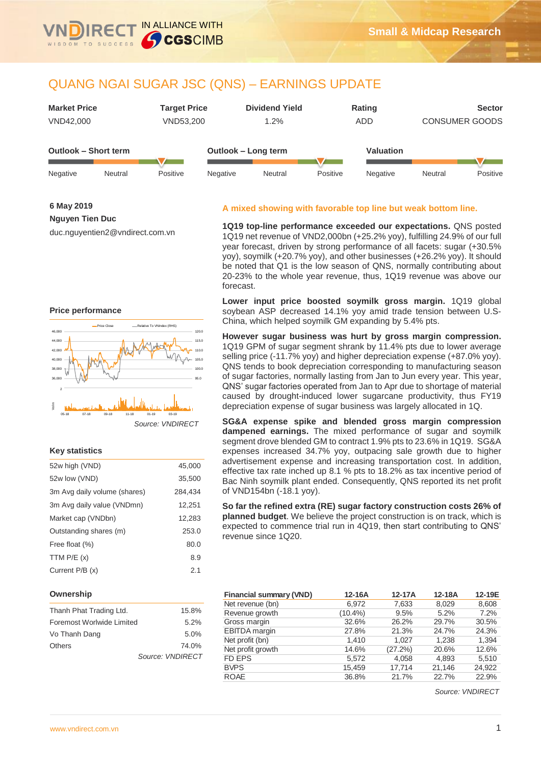# QUANG NGAI SUGAR JSC (QNS) – EARNINGS UPDATE

| Market Price | Target Price | Dividend Yield | Rating | Sector |
|---|---|---|---|---|
| VND42,000 | VND53,200 | 1.2% | ADD | CONSUMER GOODS |

**Outlook – Short term:** Positive

**Outlook – Long term:** Positive

**Valuation:** Positive

**6 May 2019**

**Nguyen Tien Duc**

duc.nguyentien2@vndirect.com.vn

### Price performance

*Source: VNDIRECT*

### Key statistics

| | |
|---|---|
| 52w high (VND) | 45,000 |
| 52w low (VND) | 35,500 |
| 3m Avg daily volume (shares) | 284,434 |
| 3m Avg daily value (VNDmn) | 12,251 |
| Market cap (VNDbn) | 12,283 |
| Outstanding shares (m) | 253.0 |
| Free float (%) | 80.0 |
| TTM P/E (x) | 8.9 |
| Current P/B (x) | 2.1 |

### Ownership

| | |
|---|---|
| Thanh Phat Trading Ltd. | 15.8% |
| Foremost Worlwide Limited | 5.2% |
| Vo Thanh Dang | 5.0% |
| Others | 74.0% |

*Source: VNDIRECT*

## A mixed showing with favorable top line but weak bottom line.

**1Q19 top-line performance exceeded our expectations.** QNS posted 1Q19 net revenue of VND2,000bn (+25.2% yoy), fulfilling 24.9% of our full year forecast, driven by strong performance of all facets: sugar (+30.5% yoy), soymilk (+20.7% yoy), and other businesses (+26.2% yoy). It should be noted that Q1 is the low season of QNS, normally contributing about 20-23% to the whole year revenue, thus, 1Q19 revenue was above our forecast.

**Lower input price boosted soymilk gross margin.** 1Q19 global soybean ASP decreased 14.1% yoy amid trade tension between U.S-China, which helped soymilk GM expanding by 5.4% pts.

**However sugar business was hurt by gross margin compression.** 1Q19 GPM of sugar segment shrank by 11.4% pts due to lower average selling price (-11.7% yoy) and higher depreciation expense (+87.0% yoy). QNS tends to book depreciation corresponding to manufacturing season of sugar factories, normally lasting from Jan to Jun every year. This year, QNS' sugar factories operated from Jan to Apr due to shortage of material caused by drought-induced lower sugarcane productivity, thus FY19 depreciation expense of sugar business was largely allocated in 1Q.

**SG&A expense spike and blended gross margin compression dampened earnings.** The mixed performance of sugar and soymilk segment drove blended GM to contract 1.9% pts to 23.6% in 1Q19. SG&A expenses increased 34.7% yoy, outpacing sale growth due to higher advertisement expense and increasing transportation cost. In addition, effective tax rate inched up 8.1 % pts to 18.2% as tax incentive period of Bac Ninh soymilk plant ended. Consequently, QNS reported its net profit of VND154bn (-18.1 yoy).

**So far the refined extra (RE) sugar factory construction costs 26% of planned budget**. We believe the project construction is on track, which is expected to commence trial run in 4Q19, then start contributing to QNS' revenue since 1Q20.

| Financial summary (VND) | 12-16A | 12-17A | 12-18A | 12-19E |
|---|---|---|---|---|
| Net revenue (bn) | 6,972 | 7,633 | 8,029 | 8,608 |
| Revenue growth | (10.4%) | 9.5% | 5.2% | 7.2% |
| Gross margin | 32.6% | 26.2% | 29.7% | 30.5% |
| EBITDA margin | 27.8% | 21.3% | 24.7% | 24.3% |
| Net profit (bn) | 1,410 | 1,027 | 1,238 | 1,394 |
| Net profit growth | 14.6% | (27.2%) | 20.6% | 12.6% |
| FD EPS | 5,572 | 4,058 | 4,893 | 5,510 |
| BVPS | 15,459 | 17,714 | 21,146 | 24,922 |
| ROAE | 36.8% | 21.7% | 22.7% | 22.9% |

*Source: VNDIRECT*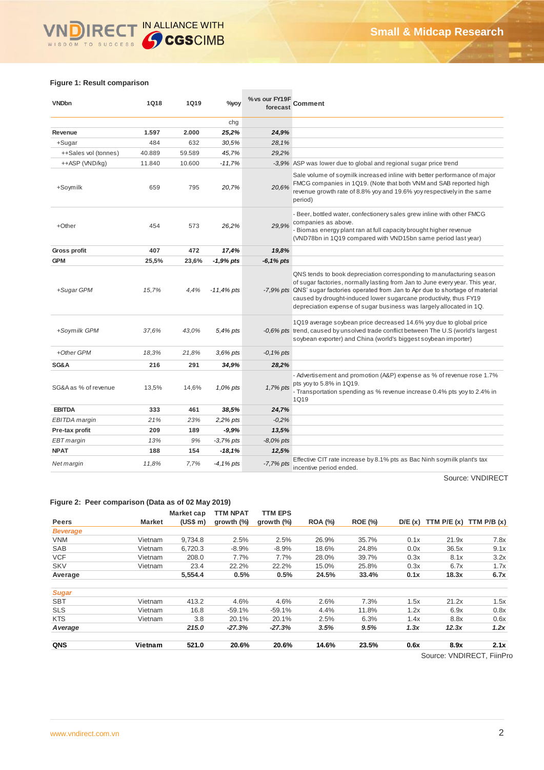**Figure 1: Result comparison**

| VNDbn | 1Q18 | 1Q19 | %yoy chg | %vs our FY19F forecast | Comment |
|---|---|---|---|---|---|
| **Revenue** | **1.597** | **2.000** | ***25,2%*** | ***24,9%*** | |
| +Sugar | 484 | 632 | *30,5%* | *28,1%* | |
| ++Sales vol (tonnes) | 40.889 | 59.589 | *45,7%* | *29,2%* | |
| ++ASP (VND/kg) | 11.840 | 10.600 | *-11,7%* | *-3,9%* | ASP was lower due to global and regional sugar price trend |
| +Soymilk | 659 | 795 | *20,7%* | *20,6%* | Sale volume of soymilk increased inline with better performance of major FMCG companies in 1Q19. (Note that both VNM and SAB reported high revenue growth rate of 8.8% yoy and 19.6% yoy respectively in the same period) |
| +Other | 454 | 573 | *26,2%* | *29,9%* | - Beer, bottled water, confectionery sales grew inline with other FMCG companies as above.<br>- Biomas energy plant ran at full capacity brought higher revenue (VND78bn in 1Q19 compared with VND15bn same period last year) |
| **Gross profit** | **407** | **472** | ***17,4%*** | ***19,8%*** | |
| **GPM** | **25,5%** | **23,6%** | ***-1,9% pts*** | ***-6,1% pts*** | |
| *+Sugar GPM* | *15,7%* | *4,4%* | *-11,4% pts* | *-7,9% pts* | QNS tends to book depreciation corresponding to manufacturing season of sugar factories, normally lasting from Jan to June every year. This year, QNS' sugar factories operated from Jan to Apr due to shortage of material caused by drought-induced lower sugarcane productivity, thus FY19 depreciation expense of sugar business was largely allocated in 1Q. |
| *+Soymilk GPM* | *37,6%* | *43,0%* | *5,4% pts* | *-0,6% pts* | 1Q19 average soybean price decreased 14.6% yoy due to global price trend, caused by unsolved trade conflict between The U.S (world's largest soybean exporter) and China (world's biggest soybean importer) |
| *+Other GPM* | *18,3%* | *21,8%* | *3,6% pts* | *-0,1% pts* | |
| **SG&A** | **216** | **291** | ***34,9%*** | ***28,2%*** | |
| SG&A as % of revenue | 13,5% | 14,6% | *1,0% pts* | *1,7% pts* | - Advertisement and promotion (A&P) expense as % of revenue rose 1.7% pts yoy to 5.8% in 1Q19.<br>- Transportation spending as % revenue increase 0.4% pts yoy to 2.4% in 1Q19 |
| **EBITDA** | **333** | **461** | ***38,5%*** | ***24,7%*** | |
| *EBITDA margin* | *21%* | *23%* | *2,2% pts* | *-0,2%* | |
| **Pre-tax profit** | **209** | **189** | ***-9,9%*** | ***13,5%*** | |
| *EBT margin* | *13%* | *9%* | *-3,7% pts* | *-8,0% pts* | |
| **NPAT** | **188** | **154** | ***-18,1%*** | ***12,5%*** | |
| *Net margin* | *11,8%* | *7,7%* | *-4,1% pts* | *-7,7% pts* | Effective CIT rate increase by 8.1% pts as Bac Ninh soymilk plant's tax incentive period ended. |

Source: VNDIRECT

**Figure 2: Peer comparison (Data as of 02 May 2019)**

| Peers | Market | Market cap (US$ m) | TTM NPAT growth (%) | TTM EPS growth (%) | ROA (%) | ROE (%) | D/E (x) | TTM P/E (x) | TTM P/B (x) |
|---|---|---|---|---|---|---|---|---|---|
| ***Beverage*** | | | | | | | | | |
| VNM | Vietnam | 9,734.8 | 2.5% | 2.5% | 26.9% | 35.7% | 0.1x | 21.9x | 7.8x |
| SAB | Vietnam | 6,720.3 | -8.9% | -8.9% | 18.6% | 24.8% | 0.0x | 36.5x | 9.1x |
| VCF | Vietnam | 208.0 | 7.7% | 7.7% | 28.0% | 39.7% | 0.3x | 8.1x | 3.2x |
| SKV | Vietnam | 23.4 | 22.2% | 22.2% | 15.0% | 25.8% | 0.3x | 6.7x | 1.7x |
| **Average** | | **5,554.4** | **0.5%** | **0.5%** | **24.5%** | **33.4%** | **0.1x** | **18.3x** | **6.7x** |
| ***Sugar*** | | | | | | | | | |
| SBT | Vietnam | 413.2 | 4.6% | 4.6% | 2.6% | 7.3% | 1.5x | 21.2x | 1.5x |
| SLS | Vietnam | 16.8 | -59.1% | -59.1% | 4.4% | 11.8% | 1.2x | 6.9x | 0.8x |
| KTS | Vietnam | 3.8 | 20.1% | 20.1% | 2.5% | 6.3% | 1.4x | 8.8x | 0.6x |
| ***Average*** | | ***215.0*** | ***-27.3%*** | ***-27.3%*** | ***3.5%*** | ***9.5%*** | ***1.3x*** | ***12.3x*** | ***1.2x*** |
| **QNS** | **Vietnam** | **521.0** | **20.6%** | **20.6%** | **14.6%** | **23.5%** | **0.6x** | **8.9x** | **2.1x** |

Source: VNDIRECT, FiinPro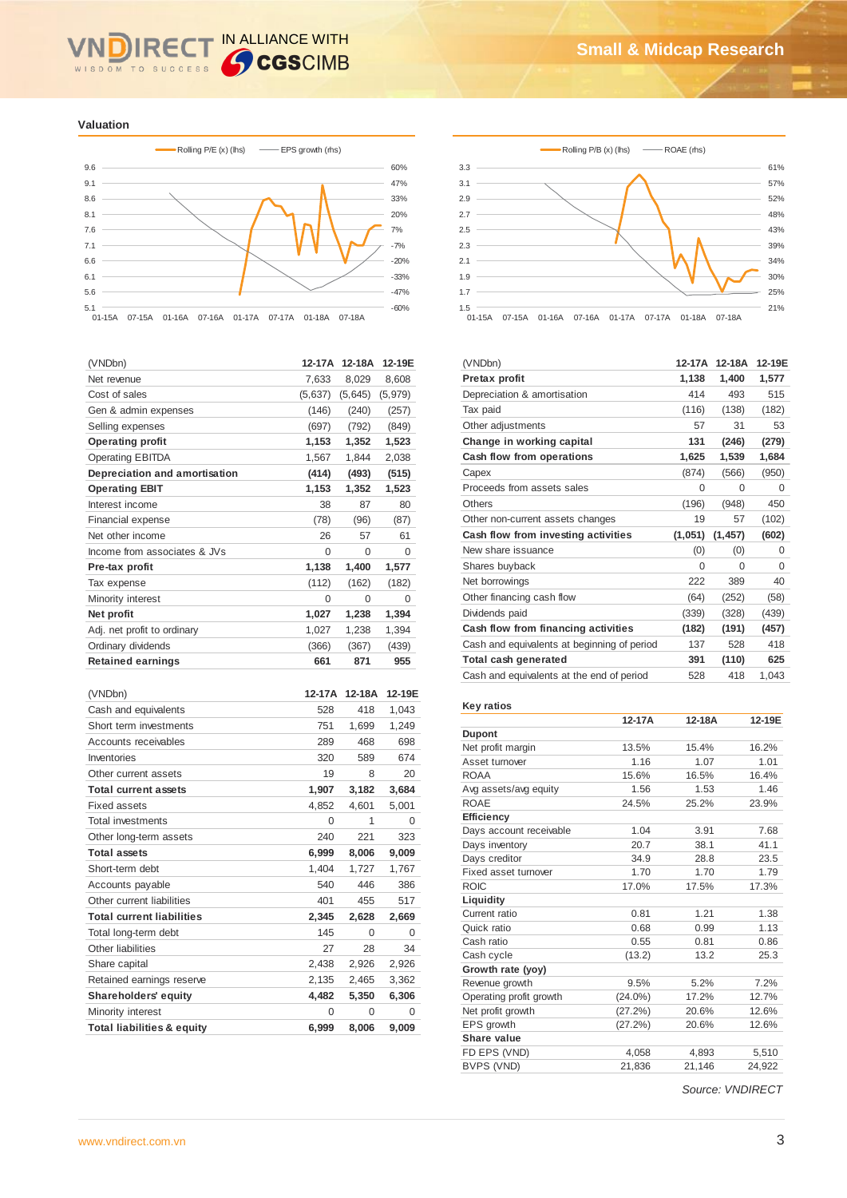## Valuation

Rolling P/E (x) (lhs) — EPS growth (rhs)

Rolling P/B (x) (lhs) — ROAE (rhs)

| (VNDbn) | 12-17A | 12-18A | 12-19E |
|---|---|---|---|
| Net revenue | 7,633 | 8,029 | 8,608 |
| Cost of sales | (5,637) | (5,645) | (5,979) |
| Gen & admin expenses | (146) | (240) | (257) |
| Selling expenses | (697) | (792) | (849) |
| **Operating profit** | **1,153** | **1,352** | **1,523** |
| Operating EBITDA | 1,567 | 1,844 | 2,038 |
| **Depreciation and amortisation** | **(414)** | **(493)** | **(515)** |
| **Operating EBIT** | **1,153** | **1,352** | **1,523** |
| Interest income | 38 | 87 | 80 |
| Financial expense | (78) | (96) | (87) |
| Net other income | 26 | 57 | 61 |
| Income from associates & JVs | 0 | 0 | 0 |
| **Pre-tax profit** | **1,138** | **1,400** | **1,577** |
| Tax expense | (112) | (162) | (182) |
| Minority interest | 0 | 0 | 0 |
| **Net profit** | **1,027** | **1,238** | **1,394** |
| Adj. net profit to ordinary | 1,027 | 1,238 | 1,394 |
| Ordinary dividends | (366) | (367) | (439) |
| **Retained earnings** | **661** | **871** | **955** |

| (VNDbn) | 12-17A | 12-18A | 12-19E |
|---|---|---|---|
| Cash and equivalents | 528 | 418 | 1,043 |
| Short term investments | 751 | 1,699 | 1,249 |
| Accounts receivables | 289 | 468 | 698 |
| Inventories | 320 | 589 | 674 |
| Other current assets | 19 | 8 | 20 |
| **Total current assets** | **1,907** | **3,182** | **3,684** |
| Fixed assets | 4,852 | 4,601 | 5,001 |
| Total investments | 0 | 1 | 0 |
| Other long-term assets | 240 | 221 | 323 |
| **Total assets** | **6,999** | **8,006** | **9,009** |
| Short-term debt | 1,404 | 1,727 | 1,767 |
| Accounts payable | 540 | 446 | 386 |
| Other current liabilities | 401 | 455 | 517 |
| **Total current liabilities** | **2,345** | **2,628** | **2,669** |
| Total long-term debt | 145 | 0 | 0 |
| Other liabilities | 27 | 28 | 34 |
| Share capital | 2,438 | 2,926 | 2,926 |
| Retained earnings reserve | 2,135 | 2,465 | 3,362 |
| **Shareholders' equity** | **4,482** | **5,350** | **6,306** |
| Minority interest | 0 | 0 | 0 |
| **Total liabilities & equity** | **6,999** | **8,006** | **9,009** |

| (VNDbn) | 12-17A | 12-18A | 12-19E |
|---|---|---|---|
| **Pretax profit** | **1,138** | **1,400** | **1,577** |
| Depreciation & amortisation | 414 | 493 | 515 |
| Tax paid | (116) | (138) | (182) |
| Other adjustments | 57 | 31 | 53 |
| **Change in working capital** | **131** | **(246)** | **(279)** |
| **Cash flow from operations** | **1,625** | **1,539** | **1,684** |
| Capex | (874) | (566) | (950) |
| Proceeds from assets sales | 0 | 0 | 0 |
| Others | (196) | (948) | 450 |
| Other non-current assets changes | 19 | 57 | (102) |
| **Cash flow from investing activities** | **(1,051)** | **(1,457)** | **(602)** |
| New share issuance | (0) | (0) | 0 |
| Shares buyback | 0 | 0 | 0 |
| Net borrowings | 222 | 389 | 40 |
| Other financing cash flow | (64) | (252) | (58) |
| Dividends paid | (339) | (328) | (439) |
| **Cash flow from financing activities** | **(182)** | **(191)** | **(457)** |
| Cash and equivalents at beginning of period | 137 | 528 | 418 |
| **Total cash generated** | **391** | **(110)** | **625** |
| Cash and equivalents at the end of period | 528 | 418 | 1,043 |

### Key ratios

| | 12-17A | 12-18A | 12-19E |
|---|---|---|---|
| **Dupont** | | | |
| Net profit margin | 13.5% | 15.4% | 16.2% |
| Asset turnover | 1.16 | 1.07 | 1.01 |
| ROAA | 15.6% | 16.5% | 16.4% |
| Avg assets/avg equity | 1.56 | 1.53 | 1.46 |
| ROAE | 24.5% | 25.2% | 23.9% |
| **Efficiency** | | | |
| Days account receivable | 1.04 | 3.91 | 7.68 |
| Days inventory | 20.7 | 38.1 | 41.1 |
| Days creditor | 34.9 | 28.8 | 23.5 |
| Fixed asset turnover | 1.70 | 1.70 | 1.79 |
| ROIC | 17.0% | 17.5% | 17.3% |
| **Liquidity** | | | |
| Current ratio | 0.81 | 1.21 | 1.38 |
| Quick ratio | 0.68 | 0.99 | 1.13 |
| Cash ratio | 0.55 | 0.81 | 0.86 |
| Cash cycle | (13.2) | 13.2 | 25.3 |
| **Growth rate (yoy)** | | | |
| Revenue growth | 9.5% | 5.2% | 7.2% |
| Operating profit growth | (24.0%) | 17.2% | 12.7% |
| Net profit growth | (27.2%) | 20.6% | 12.6% |
| EPS growth | (27.2%) | 20.6% | 12.6% |
| **Share value** | | | |
| FD EPS (VND) | 4,058 | 4,893 | 5,510 |
| BVPS (VND) | 21,836 | 21,146 | 24,922 |

*Source: VNDIRECT*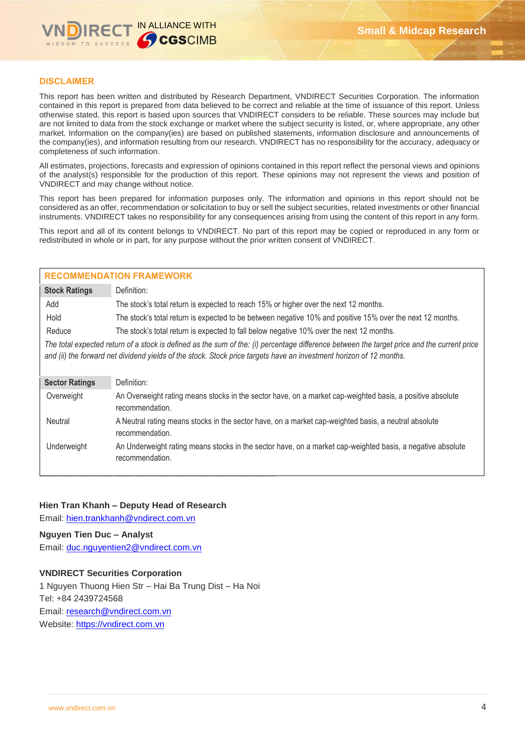## DISCLAIMER

This report has been written and distributed by Research Department, VNDIRECT Securities Corporation. The information contained in this report is prepared from data believed to be correct and reliable at the time of issuance of this report. Unless otherwise stated, this report is based upon sources that VNDIRECT considers to be reliable. These sources may include but are not limited to data from the stock exchange or market where the subject security is listed, or, where appropriate, any other market. Information on the company(ies) are based on published statements, information disclosure and announcements of the company(ies), and information resulting from our research. VNDIRECT has no responsibility for the accuracy, adequacy or completeness of such information.

All estimates, projections, forecasts and expression of opinions contained in this report reflect the personal views and opinions of the analyst(s) responsible for the production of this report. These opinions may not represent the views and position of VNDIRECT and may change without notice.

This report has been prepared for information purposes only. The information and opinions in this report should not be considered as an offer, recommendation or solicitation to buy or sell the subject securities, related investments or other financial instruments. VNDIRECT takes no responsibility for any consequences arising from using the content of this report in any form.

This report and all of its content belongs to VNDIRECT. No part of this report may be copied or reproduced in any form or redistributed in whole or in part, for any purpose without the prior written consent of VNDIRECT.

### RECOMMENDATION FRAMEWORK

| Stock Ratings | Definition: |
|---|---|
| Add | The stock's total return is expected to reach 15% or higher over the next 12 months. |
| Hold | The stock's total return is expected to be between negative 10% and positive 15% over the next 12 months. |
| Reduce | The stock's total return is expected to fall below negative 10% over the next 12 months. |

*The total expected return of a stock is defined as the sum of the: (i) percentage difference between the target price and the current price and (ii) the forward net dividend yields of the stock. Stock price targets have an investment horizon of 12 months.*

| Sector Ratings | Definition: |
|---|---|
| Overweight | An Overweight rating means stocks in the sector have, on a market cap-weighted basis, a positive absolute recommendation. |
| Neutral | A Neutral rating means stocks in the sector have, on a market cap-weighted basis, a neutral absolute recommendation. |
| Underweight | An Underweight rating means stocks in the sector have, on a market cap-weighted basis, a negative absolute recommendation. |

**Hien Tran Khanh – Deputy Head of Research**
Email: hien.trankhanh@vndirect.com.vn

**Nguyen Tien Duc – Analyst**
Email: duc.nguyentien2@vndirect.com.vn

**VNDIRECT Securities Corporation**
1 Nguyen Thuong Hien Str – Hai Ba Trung Dist – Ha Noi
Tel: +84 2439724568
Email: research@vndirect.com.vn
Website: https://vndirect.com.vn